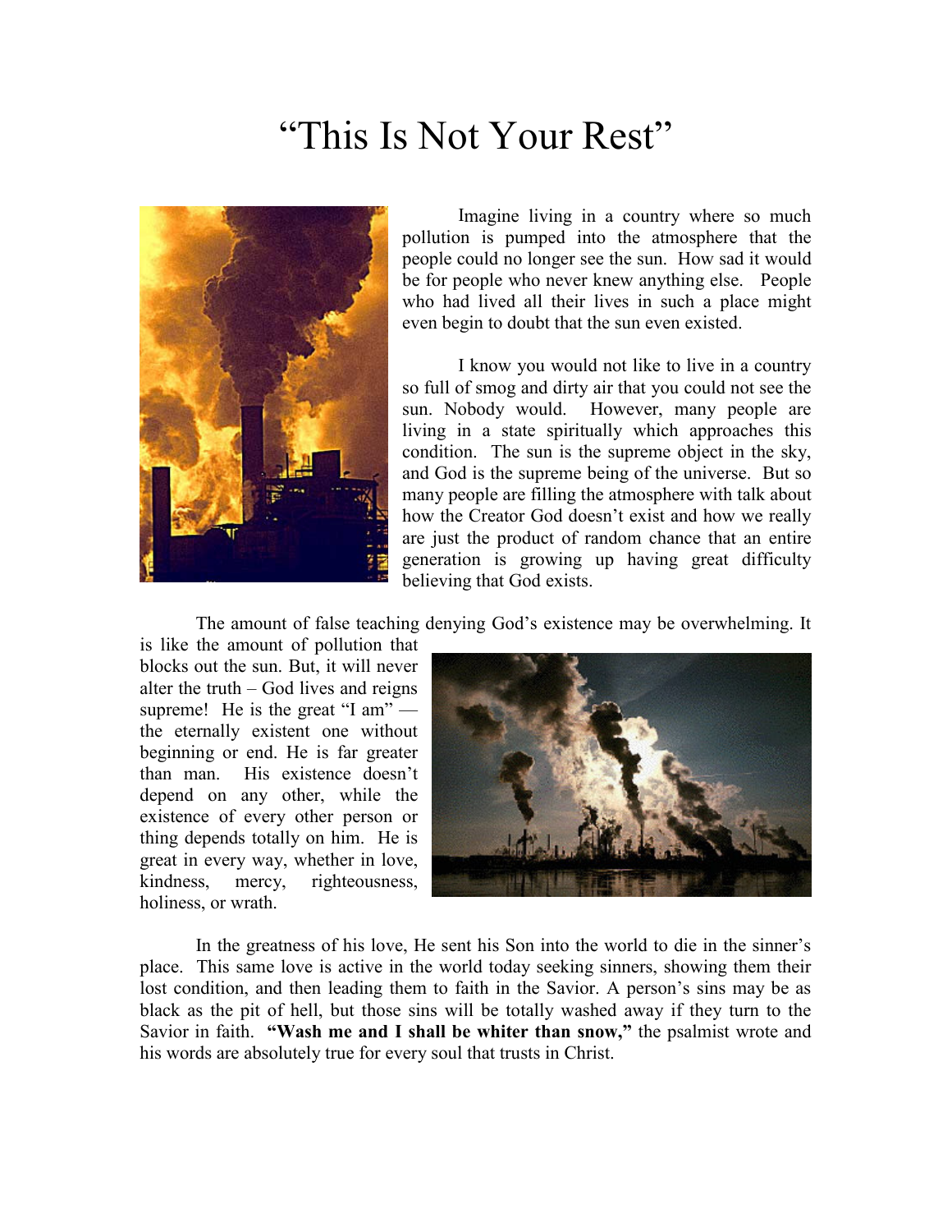# "This Is Not Your Rest"

Imagine living in a country where so much pollution is pumped into the atmosphere that the people could no longer see the sun. How sad it would be for people who never knew anything else. People who had lived all their lives in such a place might even begin to doubt that the sun even existed.

I know you would not like to live in a country so full of smog and dirty air that you could not see the sun. Nobody would. However, many people are living in a state spiritually which approaches this condition. The sun is the supreme object in the sky, and God is the supreme being of the universe. But so many people are filling the atmosphere with talk about how the Creator God doesn't exist and how we really are just the product of random chance that an entire generation is growing up having great difficulty believing that God exists.

The amount of false teaching denying God's existence may be overwhelming. It is like the amount of pollution that blocks out the sun. But, it will never alter the truth – God lives and reigns supreme! He is the great "I am" — the eternally existent one without beginning or end. He is far greater than man. His existence doesn't depend on any other, while the existence of every other person or thing depends totally on him. He is great in every way, whether in love, kindness, mercy, righteousness, holiness, or wrath.

In the greatness of his love, He sent his Son into the world to die in the sinner's place. This same love is active in the world today seeking sinners, showing them their lost condition, and then leading them to faith in the Savior. A person's sins may be as black as the pit of hell, but those sins will be totally washed away if they turn to the Savior in faith. **"Wash me and I shall be whiter than snow,"** the psalmist wrote and his words are absolutely true for every soul that trusts in Christ.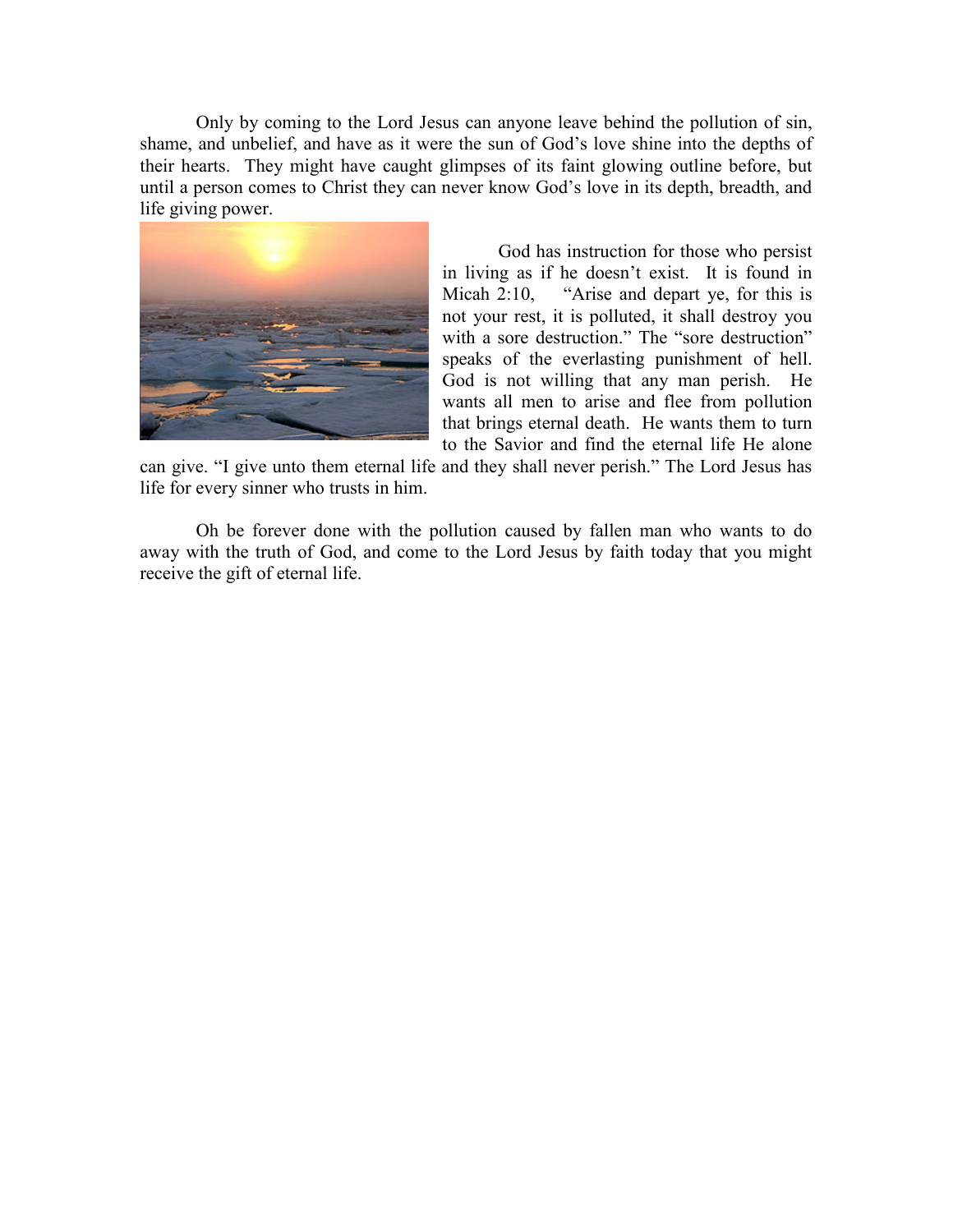Only by coming to the Lord Jesus can anyone leave behind the pollution of sin, shame, and unbelief, and have as it were the sun of God's love shine into the depths of their hearts. They might have caught glimpses of its faint glowing outline before, but until a person comes to Christ they can never know God's love in its depth, breadth, and life giving power.

God has instruction for those who persist in living as if he doesn't exist. It is found in Micah 2:10, "Arise and depart ye, for this is not your rest, it is polluted, it shall destroy you with a sore destruction." The "sore destruction" speaks of the everlasting punishment of hell. God is not willing that any man perish. He wants all men to arise and flee from pollution that brings eternal death. He wants them to turn to the Savior and find the eternal life He alone can give. "I give unto them eternal life and they shall never perish." The Lord Jesus has life for every sinner who trusts in him.

Oh be forever done with the pollution caused by fallen man who wants to do away with the truth of God, and come to the Lord Jesus by faith today that you might receive the gift of eternal life.